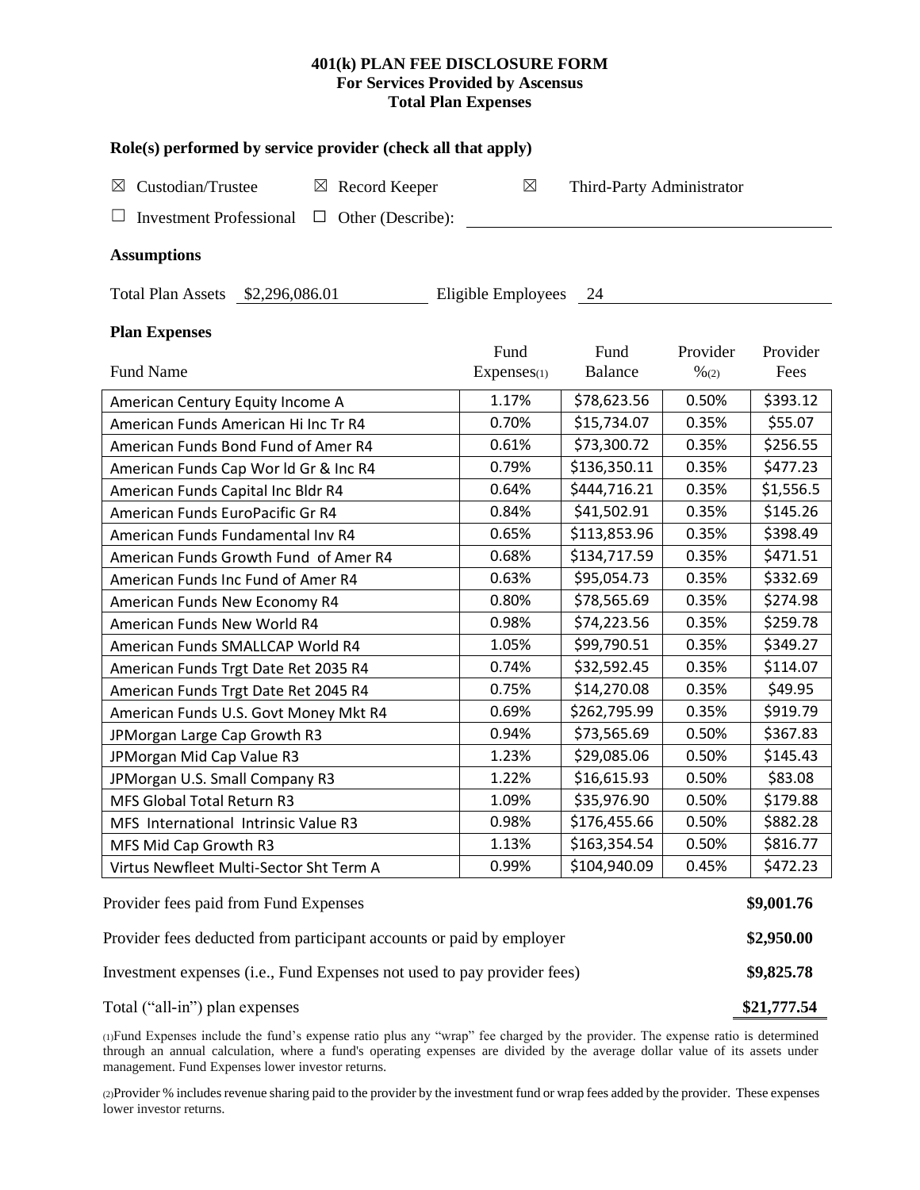# 401(k) PLAN FEE DISCLOSURE FORM
## For Services Provided by Ascensus
## Total Plan Expenses

### Role(s) performed by service provider (check all that apply)

☒ Custodian/Trustee ☒ Record Keeper ☒ Third-Party Administrator

☐ Investment Professional ☐ Other (Describe):

### Assumptions

Total Plan Assets $2,296,086.01 Eligible Employees 24

### Plan Expenses

| Fund Name | Fund Expenses(1) | Fund Balance | Provider %(2) | Provider Fees |
|---|---|---|---|---|
| American Century Equity Income A | 1.17% | $78,623.56 | 0.50% | $393.12 |
| American Funds American Hi Inc Tr R4 | 0.70% | $15,734.07 | 0.35% | $55.07 |
| American Funds Bond Fund of Amer R4 | 0.61% | $73,300.72 | 0.35% | $256.55 |
| American Funds Cap Wor ld Gr & Inc R4 | 0.79% | $136,350.11 | 0.35% | $477.23 |
| American Funds Capital Inc Bldr R4 | 0.64% | $444,716.21 | 0.35% | $1,556.5 |
| American Funds EuroPacific Gr R4 | 0.84% | $41,502.91 | 0.35% | $145.26 |
| American Funds Fundamental Inv R4 | 0.65% | $113,853.96 | 0.35% | $398.49 |
| American Funds Growth Fund of Amer R4 | 0.68% | $134,717.59 | 0.35% | $471.51 |
| American Funds Inc Fund of Amer R4 | 0.63% | $95,054.73 | 0.35% | $332.69 |
| American Funds New Economy R4 | 0.80% | $78,565.69 | 0.35% | $274.98 |
| American Funds New World R4 | 0.98% | $74,223.56 | 0.35% | $259.78 |
| American Funds SMALLCAP World R4 | 1.05% | $99,790.51 | 0.35% | $349.27 |
| American Funds Trgt Date Ret 2035 R4 | 0.74% | $32,592.45 | 0.35% | $114.07 |
| American Funds Trgt Date Ret 2045 R4 | 0.75% | $14,270.08 | 0.35% | $49.95 |
| American Funds U.S. Govt Money Mkt R4 | 0.69% | $262,795.99 | 0.35% | $919.79 |
| JPMorgan Large Cap Growth R3 | 0.94% | $73,565.69 | 0.50% | $367.83 |
| JPMorgan Mid Cap Value R3 | 1.23% | $29,085.06 | 0.50% | $145.43 |
| JPMorgan U.S. Small Company R3 | 1.22% | $16,615.93 | 0.50% | $83.08 |
| MFS Global Total Return R3 | 1.09% | $35,976.90 | 0.50% | $179.88 |
| MFS International Intrinsic Value R3 | 0.98% | $176,455.66 | 0.50% | $882.28 |
| MFS Mid Cap Growth R3 | 1.13% | $163,354.54 | 0.50% | $816.77 |
| Virtus Newfleet Multi-Sector Sht Term A | 0.99% | $104,940.09 | 0.45% | $472.23 |

| | |
|---|---|
| Provider fees paid from Fund Expenses | **$9,001.76** |
| Provider fees deducted from participant accounts or paid by employer | **$2,950.00** |
| Investment expenses (i.e., Fund Expenses not used to pay provider fees) | **$9,825.78** |
| Total ("all-in") plan expenses | **$21,777.54** |

(1)Fund Expenses include the fund's expense ratio plus any "wrap" fee charged by the provider. The expense ratio is determined through an annual calculation, where a fund's operating expenses are divided by the average dollar value of its assets under management. Fund Expenses lower investor returns.

(2)Provider % includes revenue sharing paid to the provider by the investment fund or wrap fees added by the provider. These expenses lower investor returns.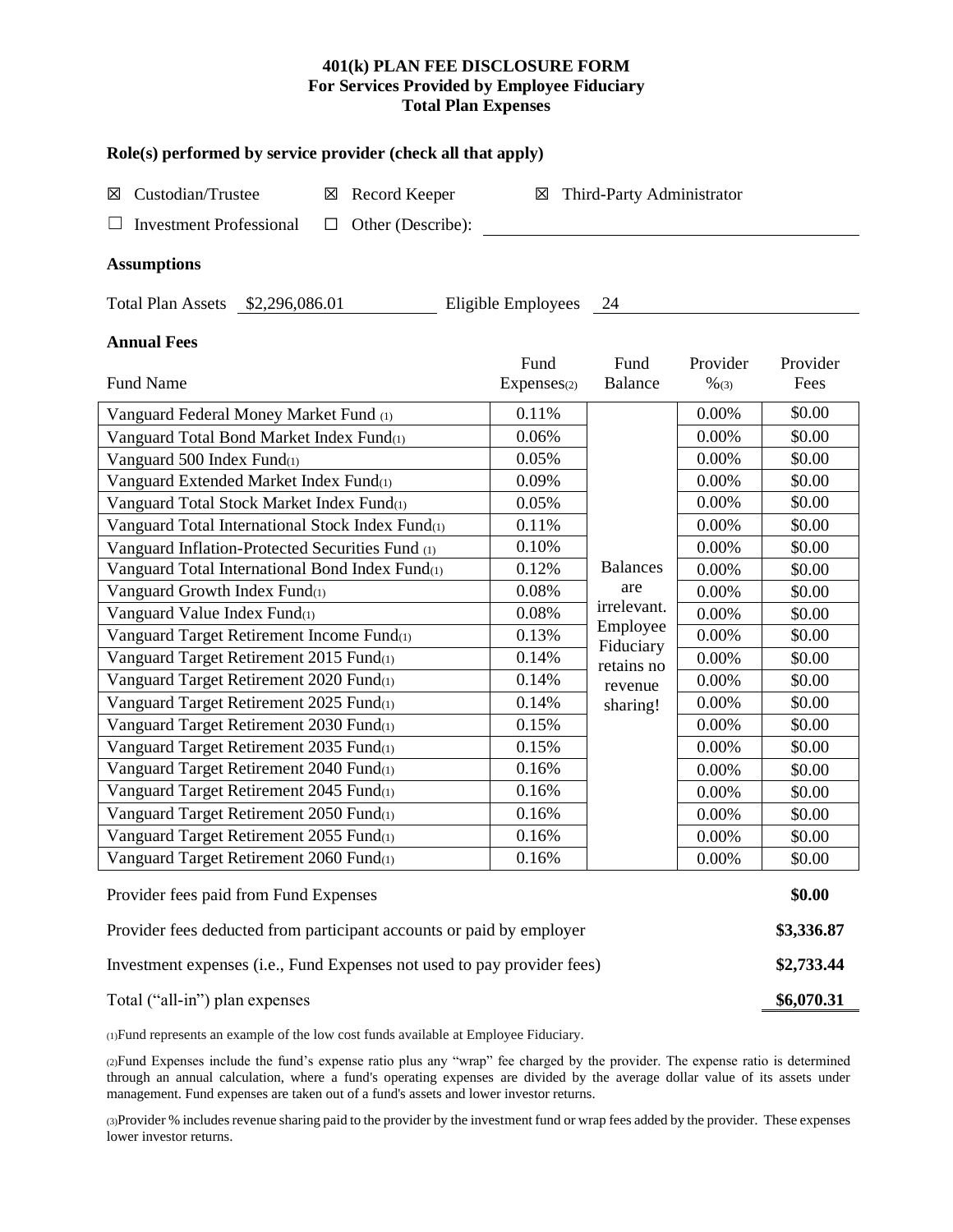**401(k) PLAN FEE DISCLOSURE FORM**
**For Services Provided by Employee Fiduciary**
**Total Plan Expenses**

### Role(s) performed by service provider (check all that apply)

☒ Custodian/Trustee ☒ Record Keeper ☒ Third-Party Administrator

☐ Investment Professional ☐ Other (Describe):

### Assumptions

Total Plan Assets $2,296,086.01 Eligible Employees 24

### Annual Fees

| Fund Name | Fund Expenses(2) | Fund Balance | Provider %(3) | Provider Fees |
|---|---|---|---|---|
| Vanguard Federal Money Market Fund (1) | 0.11% | Balances are irrelevant. Employee Fiduciary retains no revenue sharing! | 0.00% | $0.00 |
| Vanguard Total Bond Market Index Fund(1) | 0.06% | | 0.00% | $0.00 |
| Vanguard 500 Index Fund(1) | 0.05% | | 0.00% | $0.00 |
| Vanguard Extended Market Index Fund(1) | 0.09% | | 0.00% | $0.00 |
| Vanguard Total Stock Market Index Fund(1) | 0.05% | | 0.00% | $0.00 |
| Vanguard Total International Stock Index Fund(1) | 0.11% | | 0.00% | $0.00 |
| Vanguard Inflation-Protected Securities Fund (1) | 0.10% | | 0.00% | $0.00 |
| Vanguard Total International Bond Index Fund(1) | 0.12% | | 0.00% | $0.00 |
| Vanguard Growth Index Fund(1) | 0.08% | | 0.00% | $0.00 |
| Vanguard Value Index Fund(1) | 0.08% | | 0.00% | $0.00 |
| Vanguard Target Retirement Income Fund(1) | 0.13% | | 0.00% | $0.00 |
| Vanguard Target Retirement 2015 Fund(1) | 0.14% | | 0.00% | $0.00 |
| Vanguard Target Retirement 2020 Fund(1) | 0.14% | | 0.00% | $0.00 |
| Vanguard Target Retirement 2025 Fund(1) | 0.14% | | 0.00% | $0.00 |
| Vanguard Target Retirement 2030 Fund(1) | 0.15% | | 0.00% | $0.00 |
| Vanguard Target Retirement 2035 Fund(1) | 0.15% | | 0.00% | $0.00 |
| Vanguard Target Retirement 2040 Fund(1) | 0.16% | | 0.00% | $0.00 |
| Vanguard Target Retirement 2045 Fund(1) | 0.16% | | 0.00% | $0.00 |
| Vanguard Target Retirement 2050 Fund(1) | 0.16% | | 0.00% | $0.00 |
| Vanguard Target Retirement 2055 Fund(1) | 0.16% | | 0.00% | $0.00 |
| Vanguard Target Retirement 2060 Fund(1) | 0.16% | | 0.00% | $0.00 |

| | |
|---|---|
| Provider fees paid from Fund Expenses | **$0.00** |
| Provider fees deducted from participant accounts or paid by employer | **$3,336.87** |
| Investment expenses (i.e., Fund Expenses not used to pay provider fees) | **$2,733.44** |
| Total ("all-in") plan expenses | **$6,070.31** |

(1)Fund represents an example of the low cost funds available at Employee Fiduciary.

(2)Fund Expenses include the fund's expense ratio plus any "wrap" fee charged by the provider. The expense ratio is determined through an annual calculation, where a fund's operating expenses are divided by the average dollar value of its assets under management. Fund expenses are taken out of a fund's assets and lower investor returns.

(3)Provider % includes revenue sharing paid to the provider by the investment fund or wrap fees added by the provider. These expenses lower investor returns.